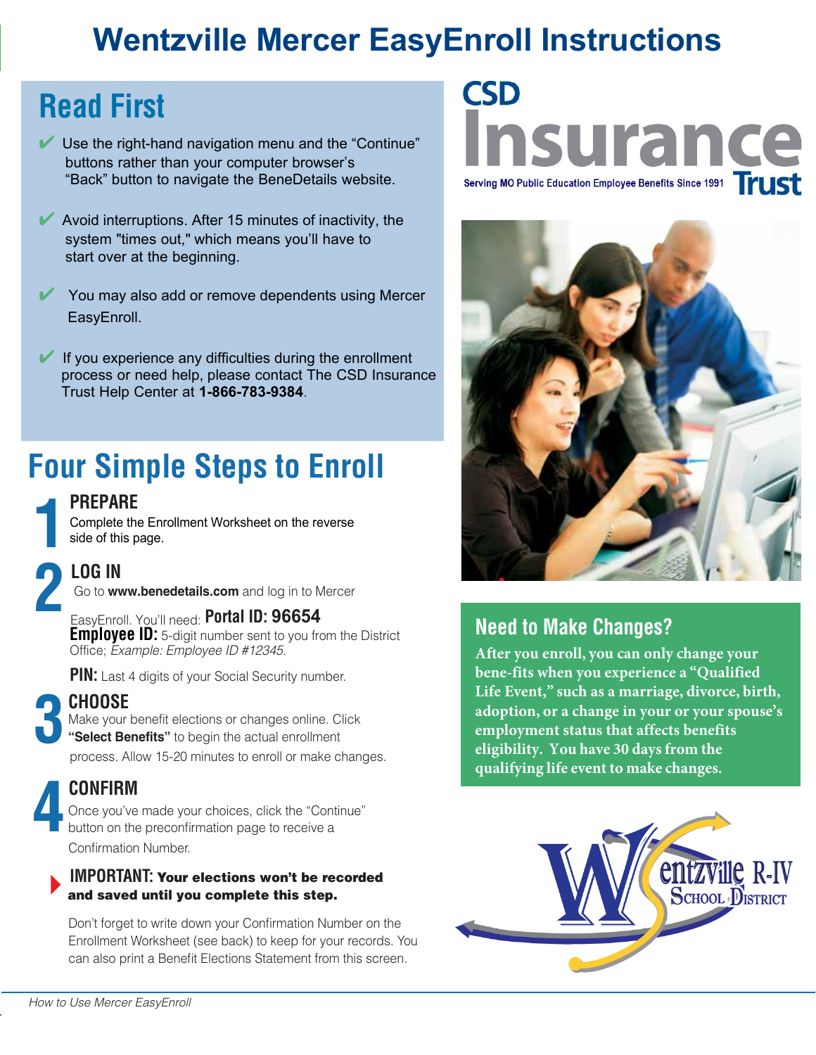# Wentzville Mercer EasyEnroll Instructions

## Read First

- ✔ Use the right-hand navigation menu and the "Continue" buttons rather than your computer browser's "Back" button to navigate the BeneDetails website.
- ✔ Avoid interruptions. After 15 minutes of inactivity, the system "times out," which means you'll have to start over at the beginning.
- ✔ You may also add or remove dependents using Mercer EasyEnroll.
- ✔ If you experience any difficulties during the enrollment process or need help, please contact The CSD Insurance Trust Help Center at **1-866-783-9384**.

CSD Insurance Trust
Serving MO Public Education Employee Benefits Since 1991

## Four Simple Steps to Enroll

### 1 PREPARE

Complete the Enrollment Worksheet on the reverse side of this page.

### 2 LOG IN

Go to **www.benedetails.com** and log in to Mercer EasyEnroll. You'll need: **Portal ID: 96654**

**Employee ID:** 5-digit number sent to you from the District Office; *Example: Employee ID #12345.*

**PIN:** Last 4 digits of your Social Security number.

### 3 CHOOSE

Make your benefit elections or changes online. Click **"Select Benefits"** to begin the actual enrollment process. Allow 15-20 minutes to enroll or make changes.

### 4 CONFIRM

Once you've made your choices, click the "Continue" button on the preconfirmation page to receive a Confirmation Number.

**IMPORTANT: Your elections won't be recorded and saved until you complete this step.**

Don't forget to write down your Confirmation Number on the Enrollment Worksheet (see back) to keep for your records. You can also print a Benefit Elections Statement from this screen.

## Need to Make Changes?

**After you enroll, you can only change your bene-fits when you experience a "Qualified Life Event," such as a marriage, divorce, birth, adoption, or a change in your or your spouse's employment status that affects benefits eligibility. You have 30 days from the qualifying life event to make changes.**

Wentzville R-IV School District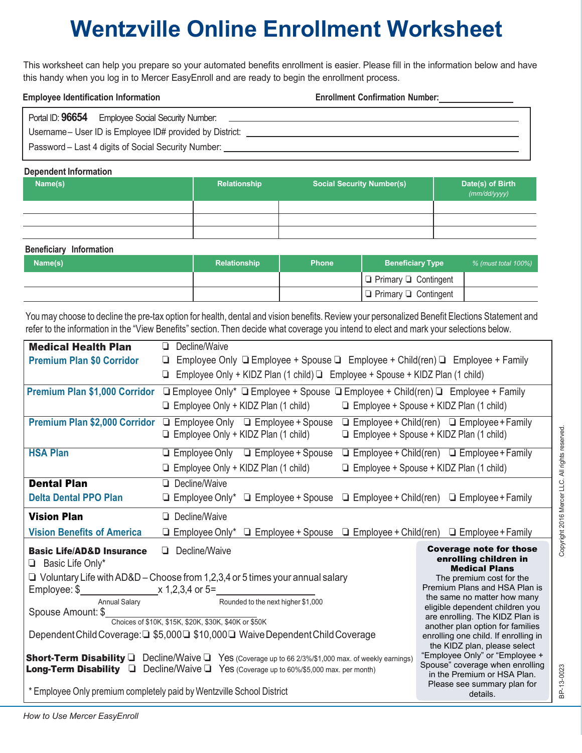# Wentzville Online Enrollment Worksheet

This worksheet can help you prepare so your automated benefits enrollment is easier. Please fill in the information below and have this handy when you log in to Mercer EasyEnroll and are ready to begin the enrollment process.

**Employee Identification Information** **Enrollment Confirmation Number:** ____________

Portal ID: **96654** Employee Social Security Number: ____________

Username – User ID is Employee ID# provided by District: ____________

Password – Last 4 digits of Social Security Number: ____________

**Dependent Information**

| Name(s) | Relationship | Social Security Number(s) | Date(s) of Birth *(mm/dd/yyyy)* |
|---|---|---|---|
| | | | |
| | | | |
| | | | |

**Beneficiary Information**

| Name(s) | Relationship | Phone | Beneficiary Type | % *(must total 100%)* |
|---|---|---|---|---|
| | | | ❑ Primary ❑ Contingent | |
| | | | ❑ Primary ❑ Contingent | |

You may choose to decline the pre-tax option for health, dental and vision benefits. Review your personalized Benefit Elections Statement and refer to the information in the "View Benefits" section. Then decide what coverage you intend to elect and mark your selections below.

**Medical Health Plan**
**Premium Plan $0 Corridor**
❑ Decline/Waive
❑ Employee Only ❑ Employee + Spouse ❑ Employee + Child(ren) ❑ Employee + Family
❑ Employee Only + KIDZ Plan (1 child) ❑ Employee + Spouse + KIDZ Plan (1 child)

**Premium Plan $1,000 Corridor**
❑ Employee Only* ❑ Employee + Spouse ❑ Employee + Child(ren) ❑ Employee + Family
❑ Employee Only + KIDZ Plan (1 child) ❑ Employee + Spouse + KIDZ Plan (1 child)

**Premium Plan $2,000 Corridor**
❑ Employee Only ❑ Employee + Spouse ❑ Employee + Child(ren) ❑ Employee + Family
❑ Employee Only + KIDZ Plan (1 child) ❑ Employee + Spouse + KIDZ Plan (1 child)

**HSA Plan**
❑ Employee Only ❑ Employee + Spouse ❑ Employee + Child(ren) ❑ Employee + Family
❑ Employee Only + KIDZ Plan (1 child) ❑ Employee + Spouse + KIDZ Plan (1 child)

**Dental Plan**
**Delta Dental PPO Plan**
❑ Decline/Waive
❑ Employee Only* ❑ Employee + Spouse ❑ Employee + Child(ren) ❑ Employee + Family

**Vision Plan**
**Vision Benefits of America**
❑ Decline/Waive
❑ Employee Only* ❑ Employee + Spouse ❑ Employee + Child(ren) ❑ Employee + Family

**Basic Life/AD&D Insurance** ❑ Decline/Waive
❑ Basic Life Only*
❑ Voluntary Life with AD&D – Choose from 1,2,3,4 or 5 times your annual salary
Employee: $____________ x 1,2,3,4 or 5= ____________
Annual Salary — Rounded to the next higher $1,000
Spouse Amount: $____________
Choices of $10K, $15K, $20K, $30K, $40K or $50K
Dependent Child Coverage: ❑ $5,000 ❑ $10,000 ❑ Waive Dependent Child Coverage

**Short-Term Disability** ❑ Decline/Waive ❑ Yes (Coverage up to 66 2/3%/$1,000 max. of weekly earnings)
**Long-Term Disability** ❑ Decline/Waive ❑ Yes (Coverage up to 60%/$5,000 max. per month)

\* Employee Only premium completely paid by Wentzville School District

**Coverage note for those enrolling children in Medical Plans**
The premium cost for the Premium Plans and HSA Plan is the same no matter how many eligible dependent children you are enrolling. The KIDZ Plan is another plan option for families enrolling one child. If enrolling in the KIDZ plan, please select "Employee Only" or "Employee + Spouse" coverage when enrolling in the Premium or HSA Plan. Please see summary plan for details.

Copyright 2016 Mercer LLC. All rights reserved.

BP-13-0023

*How to Use Mercer EasyEnroll*